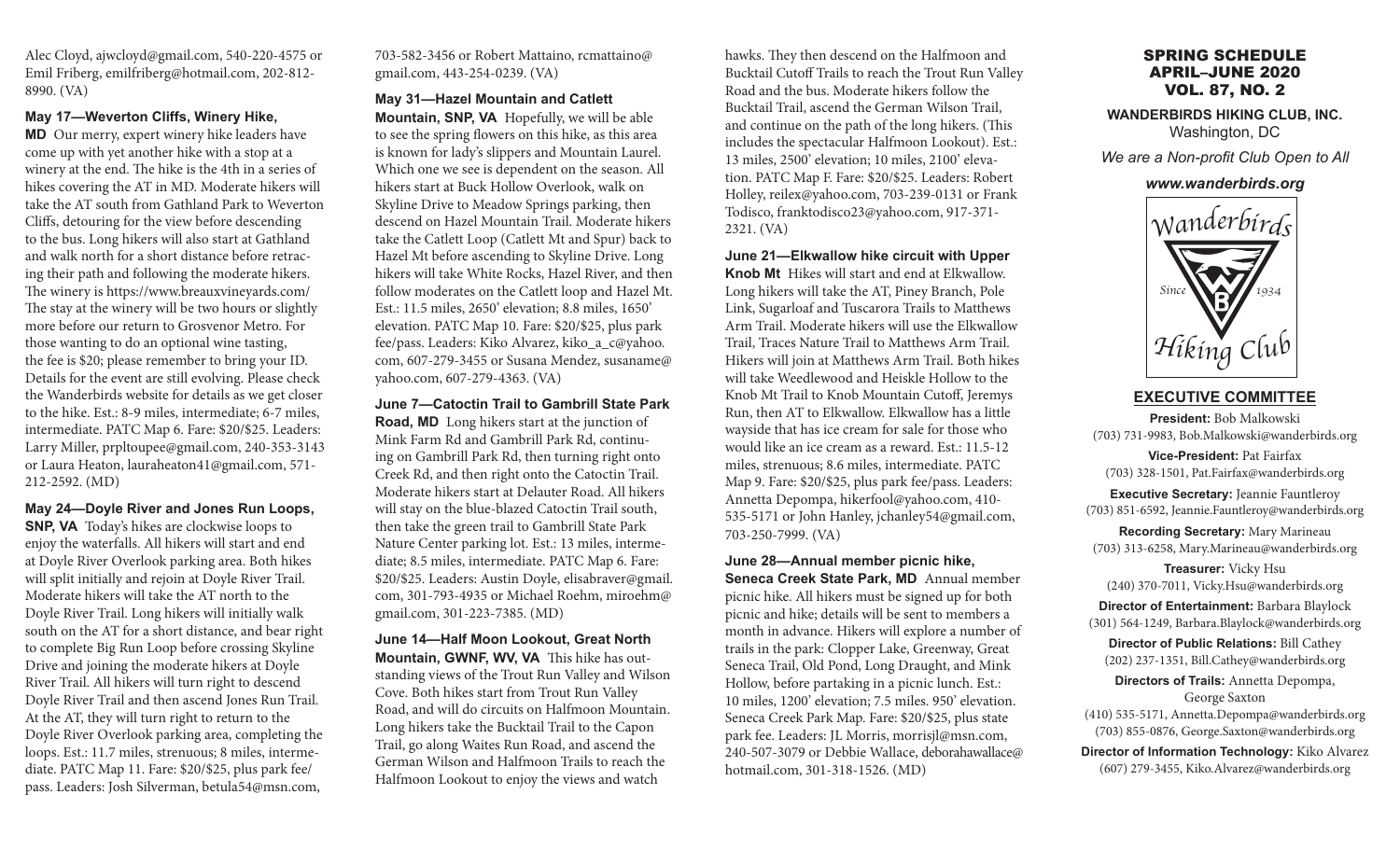Alec Cloyd, ajwcloyd@gmail.com, 540-220-4575 or Emil Friberg, emilfriberg@hotmail.com, 202-812-8990. (VA)

**May 17—Weverton Cliffs, Winery Hike, MD** Our merry, expert winery hike leaders have come up with yet another hike with a stop at a winery at the end. The hike is the 4th in a series of hikes covering the AT in MD. Moderate hikers will take the AT south from Gathland Park to Weverton Cliffs, detouring for the view before descending to the bus. Long hikers will also start at Gathland and walk north for a short distance before retracing their path and following the moderate hikers. The winery is https://www.breauxvineyards.com/ The stay at the winery will be two hours or slightly more before our return to Grosvenor Metro. For those wanting to do an optional wine tasting, the fee is $20; please remember to bring your ID. Details for the event are still evolving. Please check the Wanderbirds website for details as we get closer to the hike. Est.: 8-9 miles, intermediate; 6-7 miles, intermediate. PATC Map 6. Fare: $20/$25. Leaders: Larry Miller, prpltoupee@gmail.com, 240-353-3143 or Laura Heaton, lauraheaton41@gmail.com, 571-212-2592. (MD)

**May 24—Doyle River and Jones Run Loops, SNP, VA** Today's hikes are clockwise loops to enjoy the waterfalls. All hikers will start and end at Doyle River Overlook parking area. Both hikes will split initially and rejoin at Doyle River Trail. Moderate hikers will take the AT north to the Doyle River Trail. Long hikers will initially walk south on the AT for a short distance, and bear right to complete Big Run Loop before crossing Skyline Drive and joining the moderate hikers at Doyle River Trail. All hikers will turn right to descend Doyle River Trail and then ascend Jones Run Trail. At the AT, they will turn right to return to the Doyle River Overlook parking area, completing the loops. Est.: 11.7 miles, strenuous; 8 miles, intermediate. PATC Map 11. Fare: $20/$25, plus park fee/pass. Leaders: Josh Silverman, betula54@msn.com, 703-582-3456 or Robert Mattaino, rcmattaino@gmail.com, 443-254-0239. (VA)

**May 31—Hazel Mountain and Catlett Mountain, SNP, VA** Hopefully, we will be able to see the spring flowers on this hike, as this area is known for lady's slippers and Mountain Laurel. Which one we see is dependent on the season. All hikers start at Buck Hollow Overlook, walk on Skyline Drive to Meadow Springs parking, then descend on Hazel Mountain Trail. Moderate hikers take the Catlett Loop (Catlett Mt and Spur) back to Hazel Mt before ascending to Skyline Drive. Long hikers will take White Rocks, Hazel River, and then follow moderates on the Catlett loop and Hazel Mt. Est.: 11.5 miles, 2650' elevation; 8.8 miles, 1650' elevation. PATC Map 10. Fare: $20/$25, plus park fee/pass. Leaders: Kiko Alvarez, kiko_a_c@yahoo.com, 607-279-3455 or Susana Mendez, susaname@yahoo.com, 607-279-4363. (VA)

**June 7—Catoctin Trail to Gambrill State Park Road, MD** Long hikers start at the junction of Mink Farm Rd and Gambrill Park Rd, continuing on Gambrill Park Rd, then turning right onto Creek Rd, and then right onto the Catoctin Trail. Moderate hikers start at Delauter Road. All hikers will stay on the blue-blazed Catoctin Trail south, then take the green trail to Gambrill State Park Nature Center parking lot. Est.: 13 miles, intermediate; 8.5 miles, intermediate. PATC Map 6. Fare: $20/$25. Leaders: Austin Doyle, elisabraver@gmail.com, 301-793-4935 or Michael Roehm, miroehm@gmail.com, 301-223-7385. (MD)

**June 14—Half Moon Lookout, Great North Mountain, GWNF, WV, VA** This hike has outstanding views of the Trout Run Valley and Wilson Cove. Both hikes start from Trout Run Valley Road, and will do circuits on Halfmoon Mountain. Long hikers take the Bucktail Trail to the Capon Trail, go along Waites Run Road, and ascend the German Wilson and Halfmoon Trails to reach the Halfmoon Lookout to enjoy the views and watch hawks. They then descend on the Halfmoon and Bucktail Cutoff Trails to reach the Trout Run Valley Road and the bus. Moderate hikers follow the Bucktail Trail, ascend the German Wilson Trail, and continue on the path of the long hikers. (This includes the spectacular Halfmoon Lookout). Est.: 13 miles, 2500' elevation; 10 miles, 2100' elevation. PATC Map F. Fare: $20/$25. Leaders: Robert Holley, reilex@yahoo.com, 703-239-0131 or Frank Todisco, franktodisco23@yahoo.com, 917-371-2321. (VA)

**June 21—Elkwallow hike circuit with Upper Knob Mt** Hikes will start and end at Elkwallow. Long hikers will take the AT, Piney Branch, Pole Link, Sugarloaf and Tuscarora Trails to Matthews Arm Trail. Moderate hikers will use the Elkwallow Trail, Traces Nature Trail to Matthews Arm Trail. Hikers will join at Matthews Arm Trail. Both hikes will take Weedlewood and Heiskle Hollow to the Knob Mt Trail to Knob Mountain Cutoff, Jeremys Run, then AT to Elkwallow. Elkwallow has a little wayside that has ice cream for sale for those who would like an ice cream as a reward. Est.: 11.5-12 miles, strenuous; 8.6 miles, intermediate. PATC Map 9. Fare: $20/$25, plus park fee/pass. Leaders: Annetta Depompa, hikerfool@yahoo.com, 410-535-5171 or John Hanley, jchanley54@gmail.com, 703-250-7999. (VA)

**June 28—Annual member picnic hike, Seneca Creek State Park, MD** Annual member picnic hike. All hikers must be signed up for both picnic and hike; details will be sent to members a month in advance. Hikers will explore a number of trails in the park: Clopper Lake, Greenway, Great Seneca Trail, Old Pond, Long Draught, and Mink Hollow, before partaking in a picnic lunch. Est.: 10 miles, 1200' elevation; 7.5 miles. 950' elevation. Seneca Creek Park Map. Fare: $20/$25, plus state park fee. Leaders: JL Morris, morrisjl@msn.com, 240-507-3079 or Debbie Wallace, deborahawallace@hotmail.com, 301-318-1526. (MD)

# SPRING SCHEDULE
## APRIL–JUNE 2020
## VOL. 87, NO. 2

**WANDERBIRDS HIKING CLUB, INC.**
Washington, DC

*We are a Non-profit Club Open to All*

***www.wanderbirds.org***

Wanderbirds Since 1934 Hiking Club

## EXECUTIVE COMMITTEE

**President:** Bob Malkowski
(703) 731-9983, Bob.Malkowski@wanderbirds.org

**Vice-President:** Pat Fairfax
(703) 328-1501, Pat.Fairfax@wanderbirds.org

**Executive Secretary:** Jeannie Fauntleroy
(703) 851-6592, Jeannie.Fauntleroy@wanderbirds.org

**Recording Secretary:** Mary Marineau
(703) 313-6258, Mary.Marineau@wanderbirds.org

**Treasurer:** Vicky Hsu
(240) 370-7011, Vicky.Hsu@wanderbirds.org

**Director of Entertainment:** Barbara Blaylock
(301) 564-1249, Barbara.Blaylock@wanderbirds.org

**Director of Public Relations:** Bill Cathey
(202) 237-1351, Bill.Cathey@wanderbirds.org

**Directors of Trails:** Annetta Depompa, George Saxton
(410) 535-5171, Annetta.Depompa@wanderbirds.org
(703) 855-0876, George.Saxton@wanderbirds.org

**Director of Information Technology:** Kiko Alvarez
(607) 279-3455, Kiko.Alvarez@wanderbirds.org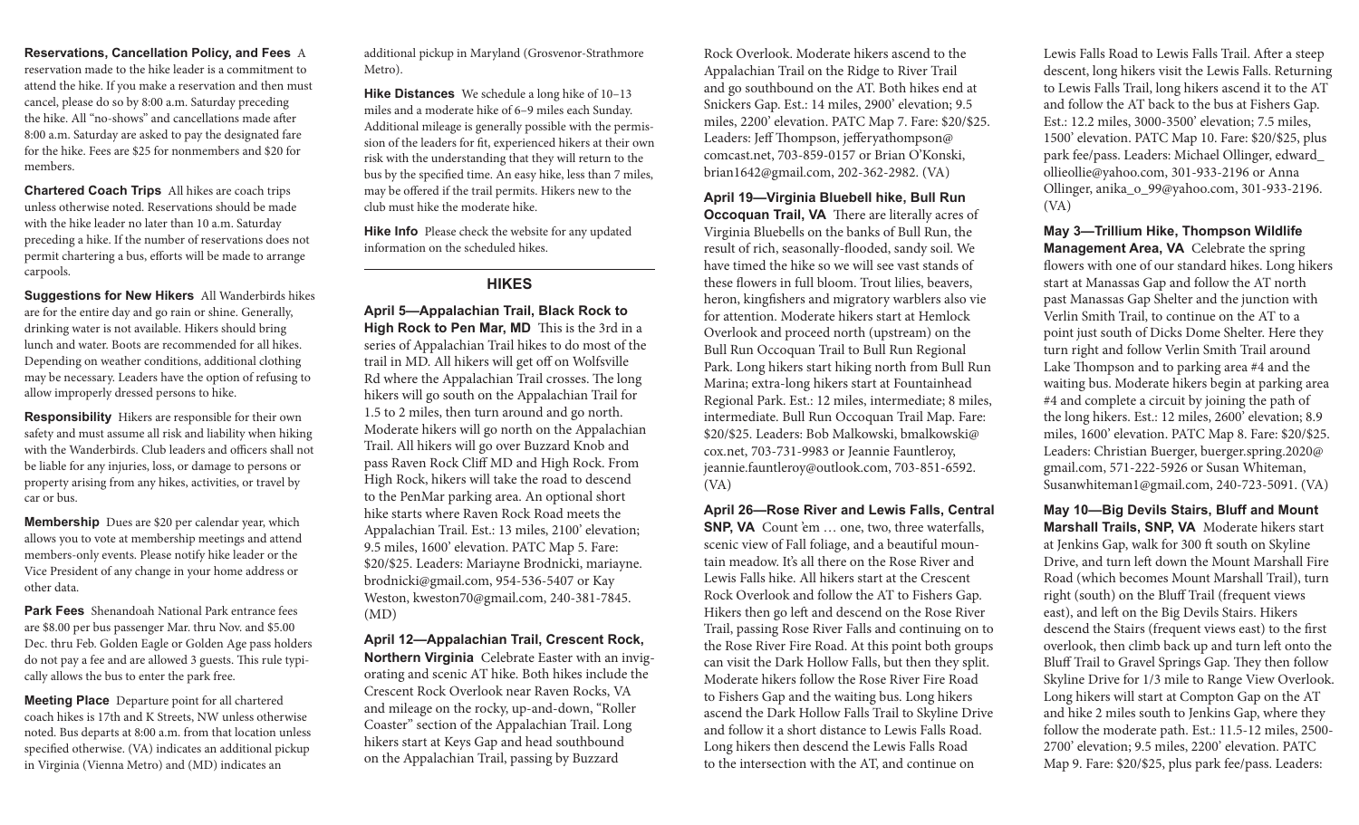**Reservations, Cancellation Policy, and Fees** A reservation made to the hike leader is a commitment to attend the hike. If you make a reservation and then must cancel, please do so by 8:00 a.m. Saturday preceding the hike. All "no-shows" and cancellations made after 8:00 a.m. Saturday are asked to pay the designated fare for the hike. Fees are $25 for nonmembers and $20 for members.

**Chartered Coach Trips** All hikes are coach trips unless otherwise noted. Reservations should be made with the hike leader no later than 10 a.m. Saturday preceding a hike. If the number of reservations does not permit chartering a bus, efforts will be made to arrange carpools.

**Suggestions for New Hikers** All Wanderbirds hikes are for the entire day and go rain or shine. Generally, drinking water is not available. Hikers should bring lunch and water. Boots are recommended for all hikes. Depending on weather conditions, additional clothing may be necessary. Leaders have the option of refusing to allow improperly dressed persons to hike.

**Responsibility** Hikers are responsible for their own safety and must assume all risk and liability when hiking with the Wanderbirds. Club leaders and officers shall not be liable for any injuries, loss, or damage to persons or property arising from any hikes, activities, or travel by car or bus.

**Membership** Dues are $20 per calendar year, which allows you to vote at membership meetings and attend members-only events. Please notify hike leader or the Vice President of any change in your home address or other data.

**Park Fees** Shenandoah National Park entrance fees are $8.00 per bus passenger Mar. thru Nov. and $5.00 Dec. thru Feb. Golden Eagle or Golden Age pass holders do not pay a fee and are allowed 3 guests. This rule typically allows the bus to enter the park free.

**Meeting Place** Departure point for all chartered coach hikes is 17th and K Streets, NW unless otherwise noted. Bus departs at 8:00 a.m. from that location unless specified otherwise. (VA) indicates an additional pickup in Virginia (Vienna Metro) and (MD) indicates an additional pickup in Maryland (Grosvenor-Strathmore Metro).

**Hike Distances** We schedule a long hike of 10–13 miles and a moderate hike of 6–9 miles each Sunday. Additional mileage is generally possible with the permission of the leaders for fit, experienced hikers at their own risk with the understanding that they will return to the bus by the specified time. An easy hike, less than 7 miles, may be offered if the trail permits. Hikers new to the club must hike the moderate hike.

**Hike Info** Please check the website for any updated information on the scheduled hikes.

## HIKES

**April 5—Appalachian Trail, Black Rock to High Rock to Pen Mar, MD** This is the 3rd in a series of Appalachian Trail hikes to do most of the trail in MD. All hikers will get off on Wolfsville Rd where the Appalachian Trail crosses. The long hikers will go south on the Appalachian Trail for 1.5 to 2 miles, then turn around and go north. Moderate hikers will go north on the Appalachian Trail. All hikers will go over Buzzard Knob and pass Raven Rock Cliff MD and High Rock. From High Rock, hikers will take the road to descend to the PenMar parking area. An optional short hike starts where Raven Rock Road meets the Appalachian Trail. Est.: 13 miles, 2100' elevation; 9.5 miles, 1600' elevation. PATC Map 5. Fare: $20/$25. Leaders: Mariayne Brodnicki, mariayne.brodnicki@gmail.com, 954-536-5407 or Kay Weston, kweston70@gmail.com, 240-381-7845. (MD)

**April 12—Appalachian Trail, Crescent Rock, Northern Virginia** Celebrate Easter with an invigorating and scenic AT hike. Both hikes include the Crescent Rock Overlook near Raven Rocks, VA and mileage on the rocky, up-and-down, "Roller Coaster" section of the Appalachian Trail. Long hikers start at Keys Gap and head southbound on the Appalachian Trail, passing by Buzzard Rock Overlook. Moderate hikers ascend to the Appalachian Trail on the Ridge to River Trail and go southbound on the AT. Both hikes end at Snickers Gap. Est.: 14 miles, 2900' elevation; 9.5 miles, 2200' elevation. PATC Map 7. Fare: $20/$25. Leaders: Jeff Thompson, jefferyathompson@comcast.net, 703-859-0157 or Brian O'Konski, brian1642@gmail.com, 202-362-2982. (VA)

**April 19—Virginia Bluebell hike, Bull Run Occoquan Trail, VA** There are literally acres of Virginia Bluebells on the banks of Bull Run, the result of rich, seasonally-flooded, sandy soil. We have timed the hike so we will see vast stands of these flowers in full bloom. Trout lilies, beavers, heron, kingfishers and migratory warblers also vie for attention. Moderate hikers start at Hemlock Overlook and proceed north (upstream) on the Bull Run Occoquan Trail to Bull Run Regional Park. Long hikers start hiking north from Bull Run Marina; extra-long hikers start at Fountainhead Regional Park. Est.: 12 miles, intermediate; 8 miles, intermediate. Bull Run Occoquan Trail Map. Fare: $20/$25. Leaders: Bob Malkowski, bmalkowski@cox.net, 703-731-9983 or Jeannie Fauntleroy, jeannie.fauntleroy@outlook.com, 703-851-6592. (VA)

**April 26—Rose River and Lewis Falls, Central SNP, VA** Count 'em … one, two, three waterfalls, scenic view of Fall foliage, and a beautiful mountain meadow. It's all there on the Rose River and Lewis Falls hike. All hikers start at the Crescent Rock Overlook and follow the AT to Fishers Gap. Hikers then go left and descend on the Rose River Trail, passing Rose River Falls and continuing on to the Rose River Fire Road. At this point both groups can visit the Dark Hollow Falls, but then they split. Moderate hikers follow the Rose River Fire Road to Fishers Gap and the waiting bus. Long hikers ascend the Dark Hollow Falls Trail to Skyline Drive and follow it a short distance to Lewis Falls Road. Long hikers then descend the Lewis Falls Road to the intersection with the AT, and continue on Lewis Falls Road to Lewis Falls Trail. After a steep descent, long hikers visit the Lewis Falls. Returning to Lewis Falls Trail, long hikers ascend it to the AT and follow the AT back to the bus at Fishers Gap. Est.: 12.2 miles, 3000-3500' elevation; 7.5 miles, 1500' elevation. PATC Map 10. Fare: $20/$25, plus park fee/pass. Leaders: Michael Ollinger, edward_ollieollie@yahoo.com, 301-933-2196 or Anna Ollinger, anika_o_99@yahoo.com, 301-933-2196. (VA)

**May 3—Trillium Hike, Thompson Wildlife Management Area, VA** Celebrate the spring flowers with one of our standard hikes. Long hikers start at Manassas Gap and follow the AT north past Manassas Gap Shelter and the junction with Verlin Smith Trail, to continue on the AT to a point just south of Dicks Dome Shelter. Here they turn right and follow Verlin Smith Trail around Lake Thompson and to parking area #4 and the waiting bus. Moderate hikers begin at parking area #4 and complete a circuit by joining the path of the long hikers. Est.: 12 miles, 2600' elevation; 8.9 miles, 1600' elevation. PATC Map 8. Fare: $20/$25. Leaders: Christian Buerger, buerger.spring.2020@gmail.com, 571-222-5926 or Susan Whiteman, Susanwhiteman1@gmail.com, 240-723-5091. (VA)

**May 10—Big Devils Stairs, Bluff and Mount Marshall Trails, SNP, VA** Moderate hikers start at Jenkins Gap, walk for 300 ft south on Skyline Drive, and turn left down the Mount Marshall Fire Road (which becomes Mount Marshall Trail), turn right (south) on the Bluff Trail (frequent views east), and left on the Big Devils Stairs. Hikers descend the Stairs (frequent views east) to the first overlook, then climb back up and turn left onto the Bluff Trail to Gravel Springs Gap. They then follow Skyline Drive for 1/3 mile to Range View Overlook. Long hikers will start at Compton Gap on the AT and hike 2 miles south to Jenkins Gap, where they follow the moderate path. Est.: 11.5-12 miles, 2500-2700' elevation; 9.5 miles, 2200' elevation. PATC Map 9. Fare: $20/$25, plus park fee/pass. Leaders: